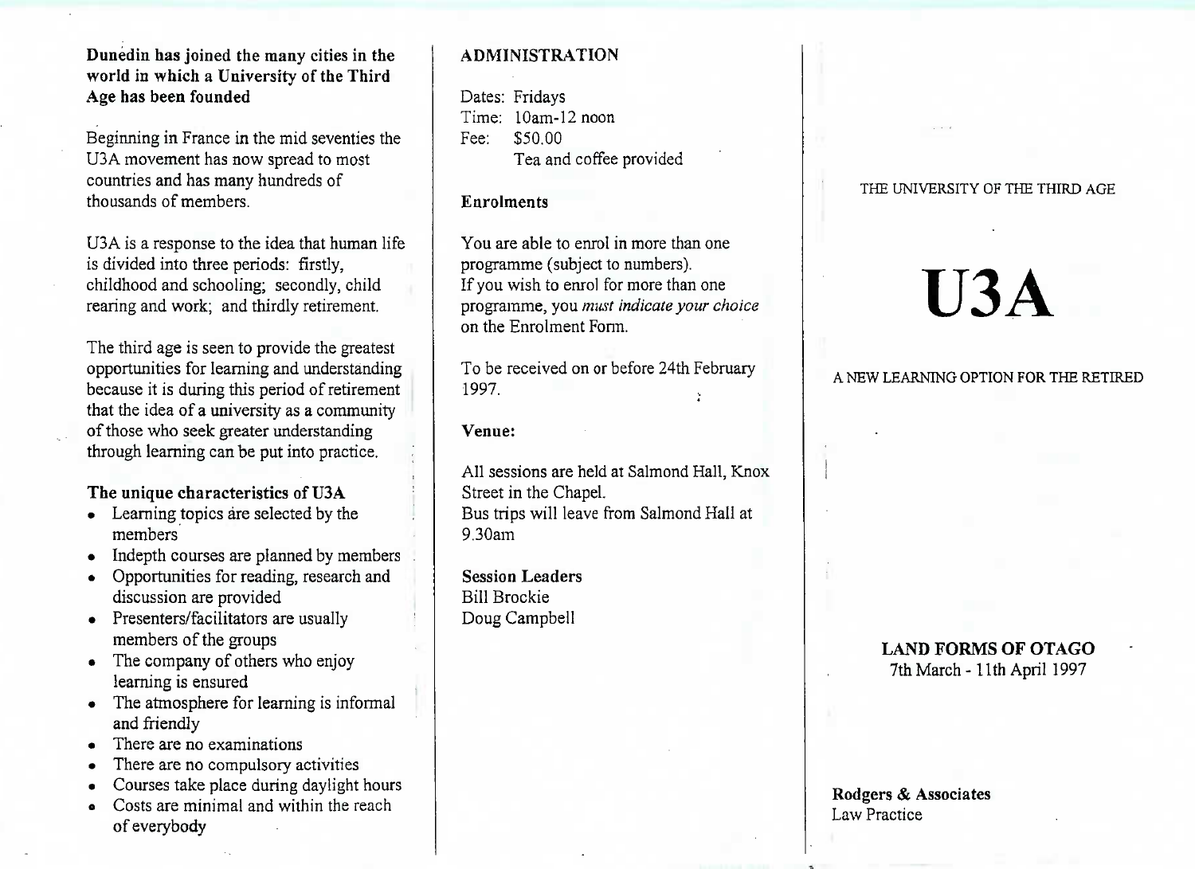**Dunedin has joined the many cities in the world in which a University of the Third Age has been founded**

Beginning in France in the mid seventies the U3A movement has now spread to most countries and has many hundreds of thousands of members.

U3A is a response to the idea that human life is divided into three periods: firstly, childhood and schooling; secondly, child rearing and work; and thirdly retirement.

The third age is seen to provide the greatest opportunities for learning and understanding because it is during this period of retirement that the idea of a university as a community of those who seek greater understanding through learning can be put into practice.

**The unique characteristics of U3A**

- Learning topics are selected by the members
- Indepth courses are planned by members
- Opportunities for reading, research and discussion are provided
- Presenters/facilitators are usually members of the groups
- The company of others who enjoy learning is ensured
- The atmosphere for learning is informal and friendly
- There are no examinations
- There are no compulsory activities
- Courses take place during daylight hours
- Costs are minimal and within the reach of everybody

## ADMINISTRATION

Dates: Fridays
Time: 10am-12 noon
Fee: $50.00
Tea and coffee provided

**Enrolments**

You are able to enrol in more than one programme (subject to numbers).
If you wish to enrol for more than one programme, you *must indicate your choice* on the Enrolment Form.

To be received on or before 24th February 1997.

**Venue:**

All sessions are held at Salmond Hall, Knox Street in the Chapel.
Bus trips will leave from Salmond Hall at 9.30am

**Session Leaders**
Bill Brockie
Doug Campbell

THE UNIVERSITY OF THE THIRD AGE

# U3A

A NEW LEARNING OPTION FOR THE RETIRED

**LAND FORMS OF OTAGO**
7th March - 11th April 1997

**Rodgers & Associates**
Law Practice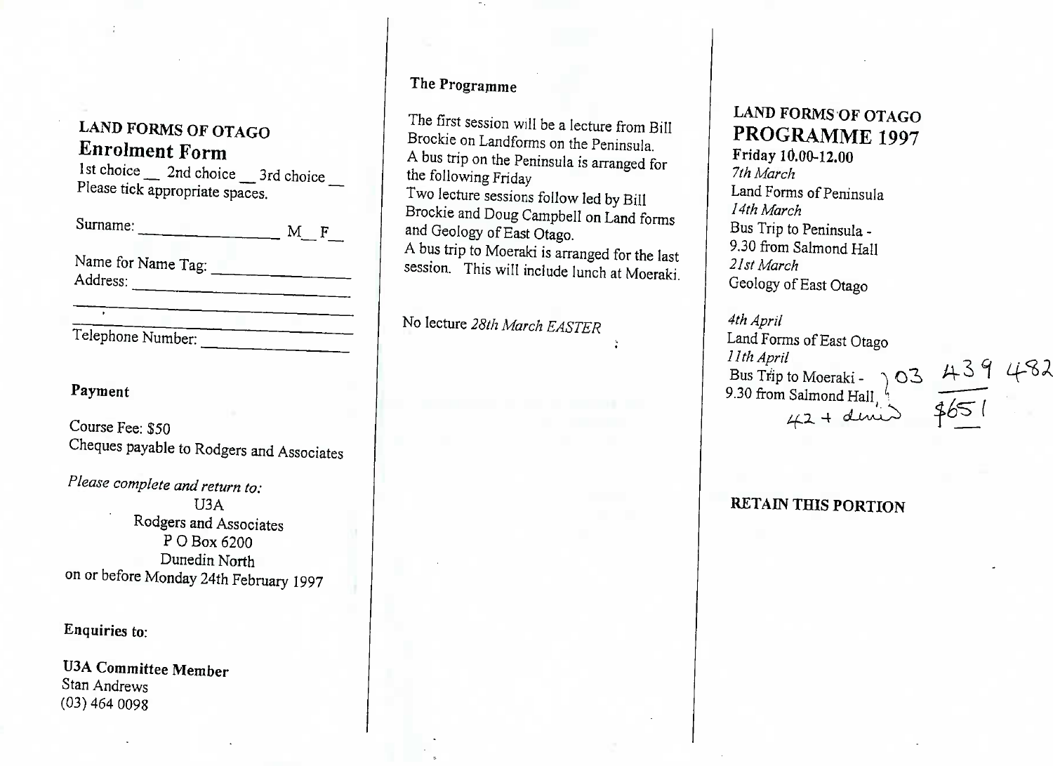## LAND FORMS OF OTAGO

## Enrolment Form

1st choice __ 2nd choice __ 3rd choice __
Please tick appropriate spaces.

Surname: ________________ M__ F__

Name for Name Tag: ______________
Address: ____________________

______________________________

______________________________

Telephone Number: ______________

### Payment

Course Fee: $50
Cheques payable to Rodgers and Associates

*Please complete and return to:*
U3A
Rodgers and Associates
P O Box 6200
Dunedin North
on or before Monday 24th February 1997

**Enquiries to:**

**U3A Committee Member**
Stan Andrews
(03) 464 0098

### The Programme

The first session will be a lecture from Bill Brockie on Landforms on the Peninsula.
A bus trip on the Peninsula is arranged for the following Friday
Two lecture sessions follow led by Bill Brockie and Doug Campbell on Land forms and Geology of East Otago.
A bus trip to Moeraki is arranged for the last session. This will include lunch at Moeraki.

No lecture *28th March EASTER*

## LAND FORMS OF OTAGO

## PROGRAMME 1997

**Friday 10.00-12.00**

*7th March*
Land Forms of Peninsula
*14th March*
Bus Trip to Peninsula -
9.30 from Salmond Hall
*21st March*
Geology of East Otago

*4th April*
Land Forms of East Otago
*11th April*
Bus Trip to Moeraki -
9.30 from Salmond Hall

03 439 482
42 + dine
$651

**RETAIN THIS PORTION**